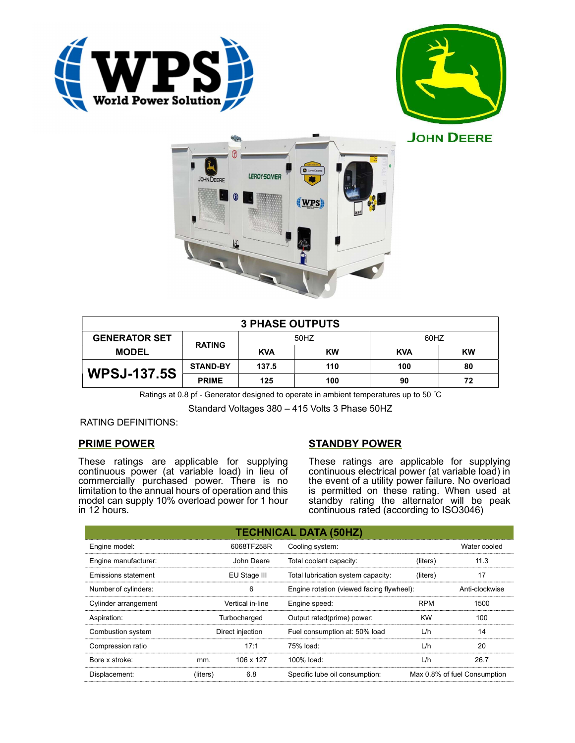| 3 PHASE OUTPUTS | | | | | |
|---|---|---|---|---|---|
| GENERATOR SET MODEL | RATING | 50HZ | | 60HZ | |
| | | KVA | KW | KVA | KW |
| **WPSJ-137.5S** | STAND-BY | 137.5 | 110 | 100 | 80 |
| | PRIME | 125 | 100 | 90 | 72 |

Ratings at 0.8 pf - Generator designed to operate in ambient temperatures up to 50 ˚C

Standard Voltages 380 – 415 Volts 3 Phase 50HZ

RATING DEFINITIONS:

## PRIME POWER

These ratings are applicable for supplying continuous power (at variable load) in lieu of commercially purchased power. There is no limitation to the annual hours of operation and this model can supply 10% overload power for 1 hour in 12 hours.

## STANDBY POWER

These ratings are applicable for supplying continuous electrical power (at variable load) in the event of a utility power failure. No overload is permitted on these rating. When used at standby rating the alternator will be peak continuous rated (according to ISO3046)

| TECHNICAL DATA (50HZ) | | | | | |
|---|---|---|---|---|---|
| Engine model: | | 6068TF258R | Cooling system: | | Water cooled |
| Engine manufacturer: | | John Deere | Total coolant capacity: | (liters) | 11.3 |
| Emissions statement | | EU Stage III | Total lubrication system capacity: | (liters) | 17 |
| Number of cylinders: | | 6 | Engine rotation (viewed facing flywheel): | | Anti-clockwise |
| Cylinder arrangement | | Vertical in-line | Engine speed: | RPM | 1500 |
| Aspiration: | | Turbocharged | Output rated(prime) power: | KW | 100 |
| Combustion system | | Direct injection | Fuel consumption at: 50% load | L/h | 14 |
| Compression ratio | | 17:1 | 75% load: | L/h | 20 |
| Bore x stroke: | mm. | 106 x 127 | 100% load: | L/h | 26.7 |
| Displacement: | (liters) | 6.8 | Specific lube oil consumption: | | Max 0.8% of fuel Consumption |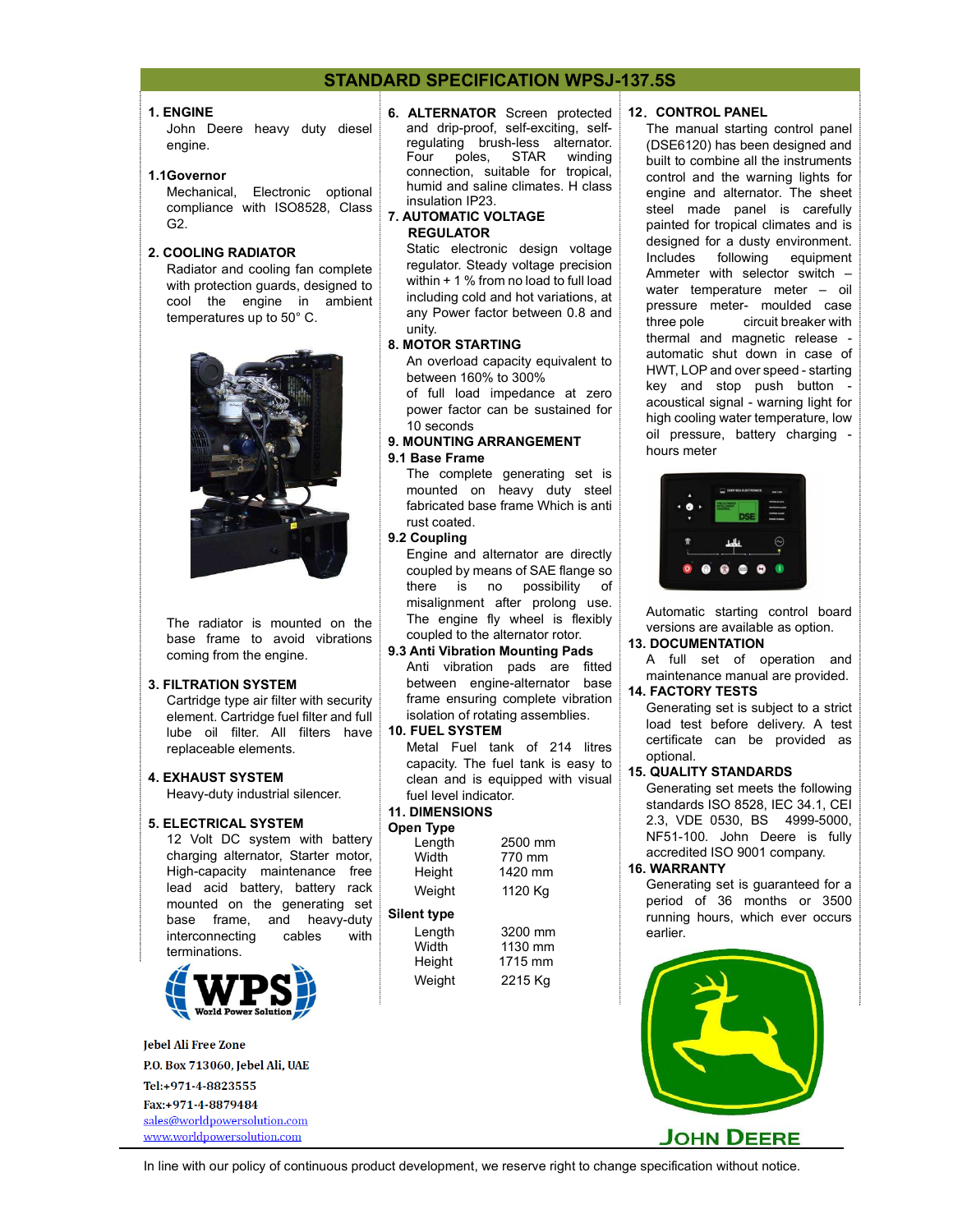# STANDARD SPECIFICATION WPSJ-137.5S

## 1. ENGINE

John Deere heavy duty diesel engine.

### 1.1Governor

Mechanical, Electronic optional compliance with ISO8528, Class G2.

## 2. COOLING RADIATOR

Radiator and cooling fan complete with protection guards, designed to cool the engine in ambient temperatures up to 50° C.

The radiator is mounted on the base frame to avoid vibrations coming from the engine.

## 3. FILTRATION SYSTEM

Cartridge type air filter with security element. Cartridge fuel filter and full lube oil filter. All filters have replaceable elements.

## 4. EXHAUST SYSTEM

Heavy-duty industrial silencer.

## 5. ELECTRICAL SYSTEM

12 Volt DC system with battery charging alternator, Starter motor, High-capacity maintenance free lead acid battery, battery rack mounted on the generating set base frame, and heavy-duty interconnecting cables with terminations.

## 6. ALTERNATOR

Screen protected and drip-proof, self-exciting, self-regulating brush-less alternator. Four poles, STAR winding connection, suitable for tropical, humid and saline climates. H class insulation IP23.

## 7. AUTOMATIC VOLTAGE REGULATOR

Static electronic design voltage regulator. Steady voltage precision within + 1 % from no load to full load including cold and hot variations, at any Power factor between 0.8 and unity.

## 8. MOTOR STARTING

An overload capacity equivalent to between 160% to 300% of full load impedance at zero power factor can be sustained for 10 seconds

## 9. MOUNTING ARRANGEMENT

### 9.1 Base Frame

The complete generating set is mounted on heavy duty steel fabricated base frame Which is anti rust coated.

### 9.2 Coupling

Engine and alternator are directly coupled by means of SAE flange so there is no possibility of misalignment after prolong use. The engine fly wheel is flexibly coupled to the alternator rotor.

### 9.3 Anti Vibration Mounting Pads

Anti vibration pads are fitted between engine-alternator base frame ensuring complete vibration isolation of rotating assemblies.

## 10. FUEL SYSTEM

Metal Fuel tank of 214 litres capacity. The fuel tank is easy to clean and is equipped with visual fuel level indicator.

## 11. DIMENSIONS

**Open Type**

| | |
|---|---|
| Length | 2500 mm |
| Width | 770 mm |
| Height | 1420 mm |
| Weight | 1120 Kg |

**Silent type**

| | |
|---|---|
| Length | 3200 mm |
| Width | 1130 mm |
| Height | 1715 mm |
| Weight | 2215 Kg |

## 12. CONTROL PANEL

The manual starting control panel (DSE6120) has been designed and built to combine all the instruments control and the warning lights for engine and alternator. The sheet steel made panel is carefully painted for tropical climates and is designed for a dusty environment. Includes following equipment Ammeter with selector switch – water temperature meter – oil pressure meter- moulded case three pole circuit breaker with thermal and magnetic release - automatic shut down in case of HWT, LOP and over speed - starting key and stop push button - acoustical signal - warning light for high cooling water temperature, low oil pressure, battery charging - hours meter

Automatic starting control board versions are available as option.

## 13. DOCUMENTATION

A full set of operation and maintenance manual are provided.

## 14. FACTORY TESTS

Generating set is subject to a strict load test before delivery. A test certificate can be provided as optional.

## 15. QUALITY STANDARDS

Generating set meets the following standards ISO 8528, IEC 34.1, CEI 2.3, VDE 0530, BS 4999-5000, NF51-100. John Deere is fully accredited ISO 9001 company.

## 16. WARRANTY

Generating set is guaranteed for a period of 36 months or 3500 running hours, which ever occurs earlier.

WPS World Power Solution

Jebel Ali Free Zone
P.O. Box 713060, Jebel Ali, UAE
Tel:+971-4-8823555
Fax:+971-4-8879484
sales@worldpowersolution.com
www.worldpowersolution.com

JOHN DEERE

In line with our policy of continuous product development, we reserve right to change specification without notice.